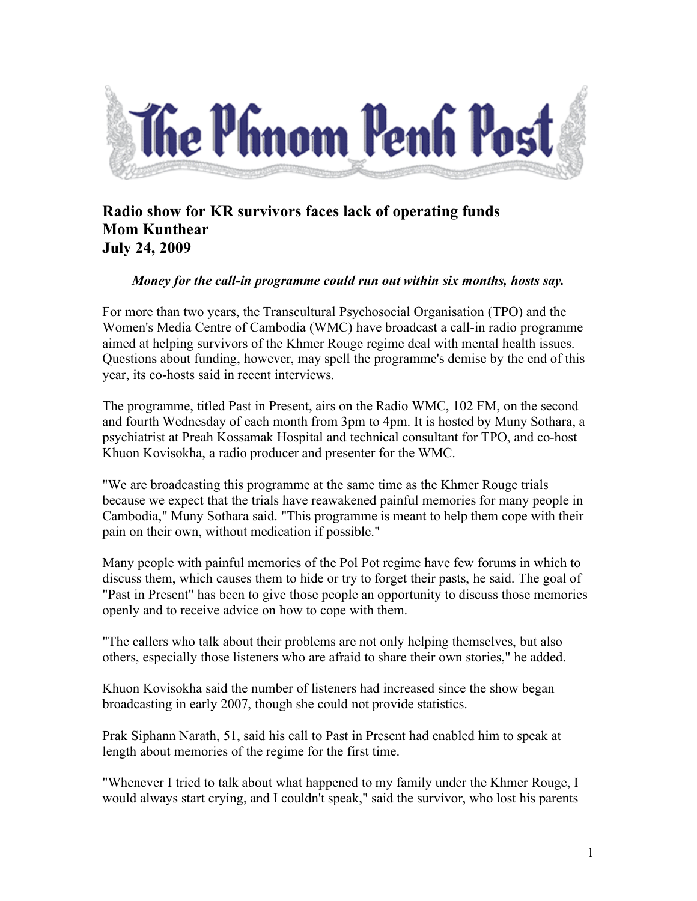# The Phnom Penh Post

## Radio show for KR survivors faces lack of operating funds
**Mom Kunthear**
**July 24, 2009**

***Money for the call-in programme could run out within six months, hosts say.***

For more than two years, the Transcultural Psychosocial Organisation (TPO) and the Women's Media Centre of Cambodia (WMC) have broadcast a call-in radio programme aimed at helping survivors of the Khmer Rouge regime deal with mental health issues. Questions about funding, however, may spell the programme's demise by the end of this year, its co-hosts said in recent interviews.

The programme, titled Past in Present, airs on the Radio WMC, 102 FM, on the second and fourth Wednesday of each month from 3pm to 4pm. It is hosted by Muny Sothara, a psychiatrist at Preah Kossamak Hospital and technical consultant for TPO, and co-host Khuon Kovisokha, a radio producer and presenter for the WMC.

"We are broadcasting this programme at the same time as the Khmer Rouge trials because we expect that the trials have reawakened painful memories for many people in Cambodia," Muny Sothara said. "This programme is meant to help them cope with their pain on their own, without medication if possible."

Many people with painful memories of the Pol Pot regime have few forums in which to discuss them, which causes them to hide or try to forget their pasts, he said. The goal of "Past in Present" has been to give those people an opportunity to discuss those memories openly and to receive advice on how to cope with them.

"The callers who talk about their problems are not only helping themselves, but also others, especially those listeners who are afraid to share their own stories," he added.

Khuon Kovisokha said the number of listeners had increased since the show began broadcasting in early 2007, though she could not provide statistics.

Prak Siphann Narath, 51, said his call to Past in Present had enabled him to speak at length about memories of the regime for the first time.

"Whenever I tried to talk about what happened to my family under the Khmer Rouge, I would always start crying, and I couldn't speak," said the survivor, who lost his parents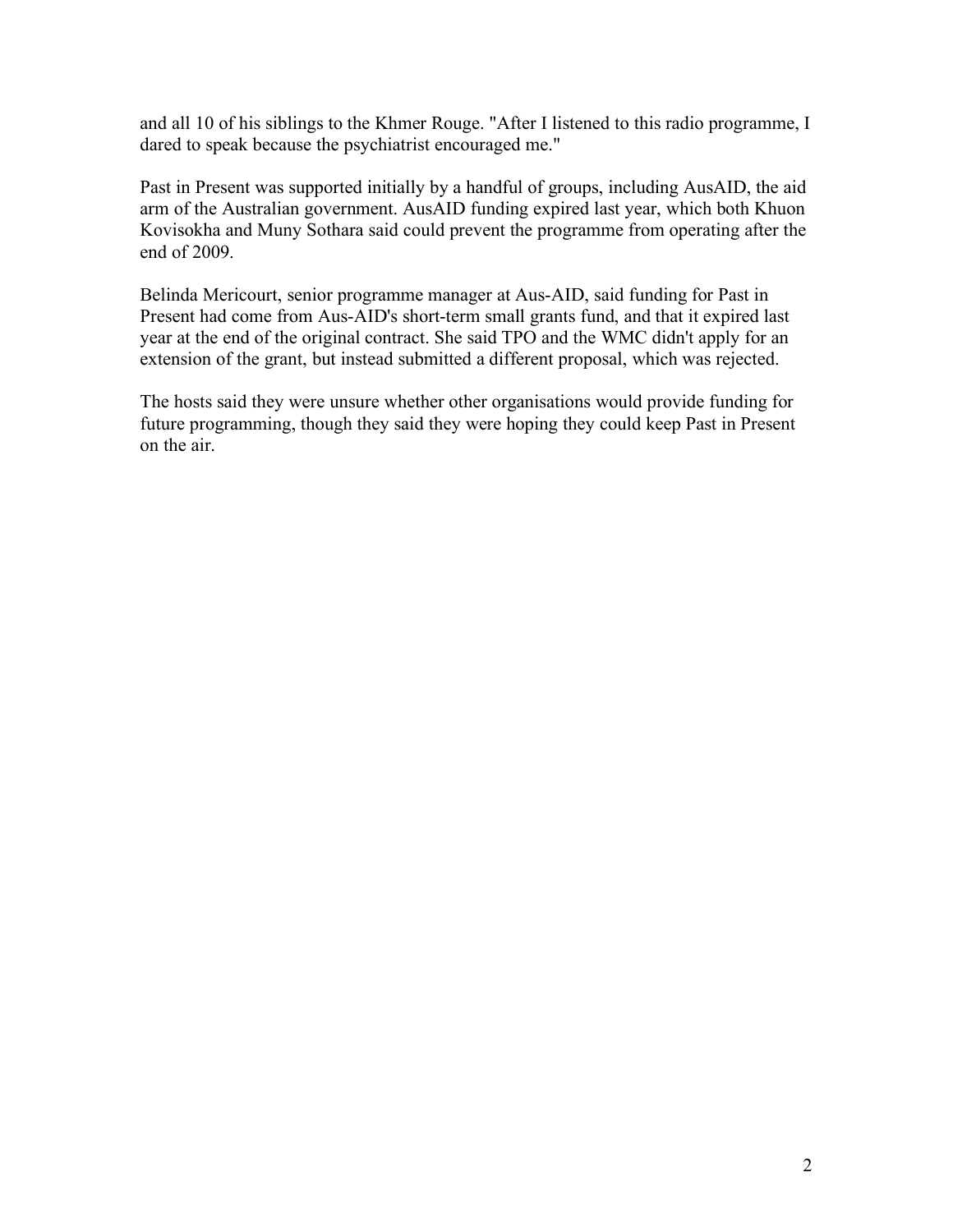and all 10 of his siblings to the Khmer Rouge. "After I listened to this radio programme, I dared to speak because the psychiatrist encouraged me."

Past in Present was supported initially by a handful of groups, including AusAID, the aid arm of the Australian government. AusAID funding expired last year, which both Khuon Kovisokha and Muny Sothara said could prevent the programme from operating after the end of 2009.

Belinda Mericourt, senior programme manager at Aus-AID, said funding for Past in Present had come from Aus-AID's short-term small grants fund, and that it expired last year at the end of the original contract. She said TPO and the WMC didn't apply for an extension of the grant, but instead submitted a different proposal, which was rejected.

The hosts said they were unsure whether other organisations would provide funding for future programming, though they said they were hoping they could keep Past in Present on the air.